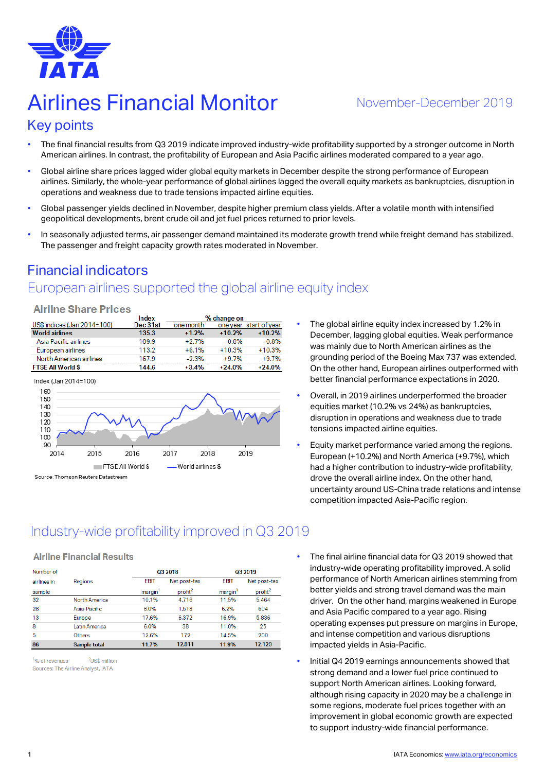# Airlines Financial Monitor

November-December 2019

## Key points

- The final financial results from Q3 2019 indicate improved industry-wide profitability supported by a stronger outcome in North American airlines. In contrast, the profitability of European and Asia Pacific airlines moderated compared to a year ago.
- Global airline share prices lagged wider global equity markets in December despite the strong performance of European airlines. Similarly, the whole-year performance of global airlines lagged the overall equity markets as bankruptcies, disruption in operations and weakness due to trade tensions impacted airline equities.
- Global passenger yields declined in November, despite higher premium class yields. After a volatile month with intensified geopolitical developments, brent crude oil and jet fuel prices returned to prior levels.
- In seasonally adjusted terms, air passenger demand maintained its moderate growth trend while freight demand has stabilized. The passenger and freight capacity growth rates moderated in November.

## Financial indicators

### European airlines supported the global airline equity index

**Airline Share Prices**

| US$ indices (Jan 2014=100) | Index Dec 31st | % change on one month | one year | start of year |
|---|---|---|---|---|
| **World airlines** | **135.3** | **+1.2%** | **+10.2%** | **+10.2%** |
| Asia Pacific airlines | 109.9 | +2.7% | -0.8% | -0.8% |
| European airlines | 113.2 | +6.1% | +10.3% | +10.3% |
| North American airlines | 167.9 | -2.3% | +9.7% | +9.7% |
| **FTSE All World $** | **144.6** | **+3.4%** | **+24.0%** | **+24.0%** |

Index (Jan 2014=100)

FTSE All World $ — World airlines $

Source: Thomson Reuters Datastream

- The global airline equity index increased by 1.2% in December, lagging global equities. Weak performance was mainly due to North American airlines as the grounding period of the Boeing Max 737 was extended. On the other hand, European airlines outperformed with better financial performance expectations in 2020.
- Overall, in 2019 airlines underperformed the broader equities market (10.2% vs 24%) as bankruptcies, disruption in operations and weakness due to trade tensions impacted airline equities.
- Equity market performance varied among the regions. European (+10.2%) and North America (+9.7%), which had a higher contribution to industry-wide profitability, drove the overall airline index. On the other hand, uncertainty around US-China trade relations and intense competition impacted Asia-Pacific region.

### Industry-wide profitability improved in Q3 2019

**Airline Financial Results**

| Number of airlines in sample | Regions | Q3 2018 EBIT margin[1] | Q3 2018 Net post-tax profit[2] | Q3 2019 EBIT margin[1] | Q3 2019 Net post-tax profit[2] |
|---|---|---|---|---|---|
| 32 | North America | 10.1% | 4,716 | 11.5% | 5,464 |
| 28 | Asia-Pacific | 8.0% | 1,513 | 6.2% | 604 |
| 13 | Europe | 17.6% | 6,372 | 16.9% | 5,836 |
| 8 | Latin America | 6.0% | 38 | 11.0% | 25 |
| 5 | Others | 12.6% | 172 | 14.5% | 200 |
| **86** | **Sample total** | **11.7%** | **12,811** | **11.9%** | **12,129** |

[1]% of revenues [2]US$ million

Sources: The Airline Analyst, IATA

- The final airline financial data for Q3 2019 showed that industry-wide operating profitability improved. A solid performance of North American airlines stemming from better yields and strong travel demand was the main driver. On the other hand, margins weakened in Europe and Asia Pacific compared to a year ago. Rising operating expenses put pressure on margins in Europe, and intense competition and various disruptions impacted yields in Asia-Pacific.
- Initial Q4 2019 earnings announcements showed that strong demand and a lower fuel price continued to support North American airlines. Looking forward, although rising capacity in 2020 may be a challenge in some regions, moderate fuel prices together with an improvement in global economic growth are expected to support industry-wide financial performance.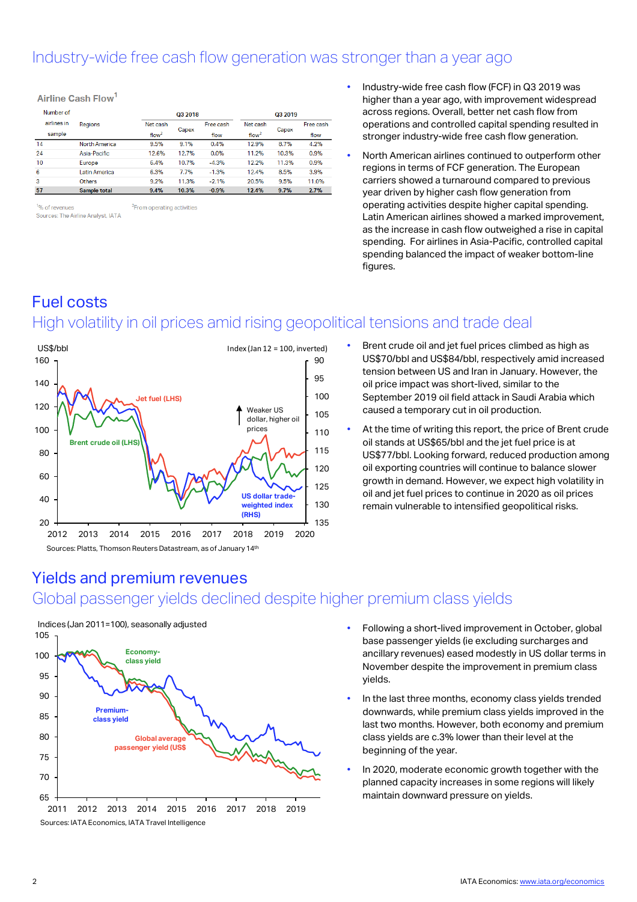## Industry-wide free cash flow generation was stronger than a year ago

**Airline Cash Flow**[1]

| Number of airlines in sample | Regions | Q3 2018 Net cash flow[2] | Q3 2018 Capex | Q3 2018 Free cash flow | Q3 2019 Net cash flow[2] | Q3 2019 Capex | Q3 2019 Free cash flow |
|---|---|---|---|---|---|---|---|
| 14 | North America | 9.5% | 9.1% | 0.4% | 12.9% | 8.7% | 4.2% |
| 24 | Asia-Pacific | 12.6% | 12.7% | 0.0% | 11.2% | 10.3% | 0.9% |
| 10 | Europe | 6.4% | 10.7% | -4.3% | 12.2% | 11.3% | 0.9% |
| 6 | Latin America | 6.3% | 7.7% | -1.3% | 12.4% | 8.5% | 3.9% |
| 3 | Others | 9.2% | 11.3% | -2.1% | 20.5% | 9.5% | 11.0% |
| **57** | **Sample total** | **9.4%** | **10.3%** | **-0.9%** | **12.4%** | **9.7%** | **2.7%** |

[1]% of revenues [2]From operating activities

Sources: The Airline Analyst, IATA

- Industry-wide free cash flow (FCF) in Q3 2019 was higher than a year ago, with improvement widespread across regions. Overall, better net cash flow from operations and controlled capital spending resulted in stronger industry-wide free cash flow generation.
- North American airlines continued to outperform other regions in terms of FCF generation. The European carriers showed a turnaround compared to previous year driven by higher cash flow generation from operating activities despite higher capital spending. Latin American airlines showed a marked improvement, as the increase in cash flow outweighed a rise in capital spending. For airlines in Asia-Pacific, controlled capital spending balanced the impact of weaker bottom-line figures.

## Fuel costs

### High volatility in oil prices amid rising geopolitical tensions and trade deal

Sources: Platts, Thomson Reuters Datastream, as of January 14th

- Brent crude oil and jet fuel prices climbed as high as US$70/bbl and US$84/bbl, respectively amid increased tension between US and Iran in January. However, the oil price impact was short-lived, similar to the September 2019 oil field attack in Saudi Arabia which caused a temporary cut in oil production.
- At the time of writing this report, the price of Brent crude oil stands at US$65/bbl and the jet fuel price is at US$77/bbl. Looking forward, reduced production among oil exporting countries will continue to balance slower growth in demand. However, we expect high volatility in oil and jet fuel prices to continue in 2020 as oil prices remain vulnerable to intensified geopolitical risks.

## Yields and premium revenues

### Global passenger yields declined despite higher premium class yields

Sources: IATA Economics, IATA Travel Intelligence

- Following a short-lived improvement in October, global base passenger yields (ie excluding surcharges and ancillary revenues) eased modestly in US dollar terms in November despite the improvement in premium class yields.
- In the last three months, economy class yields trended downwards, while premium class yields improved in the last two months. However, both economy and premium class yields are c.3% lower than their level at the beginning of the year.
- In 2020, moderate economic growth together with the planned capacity increases in some regions will likely maintain downward pressure on yields.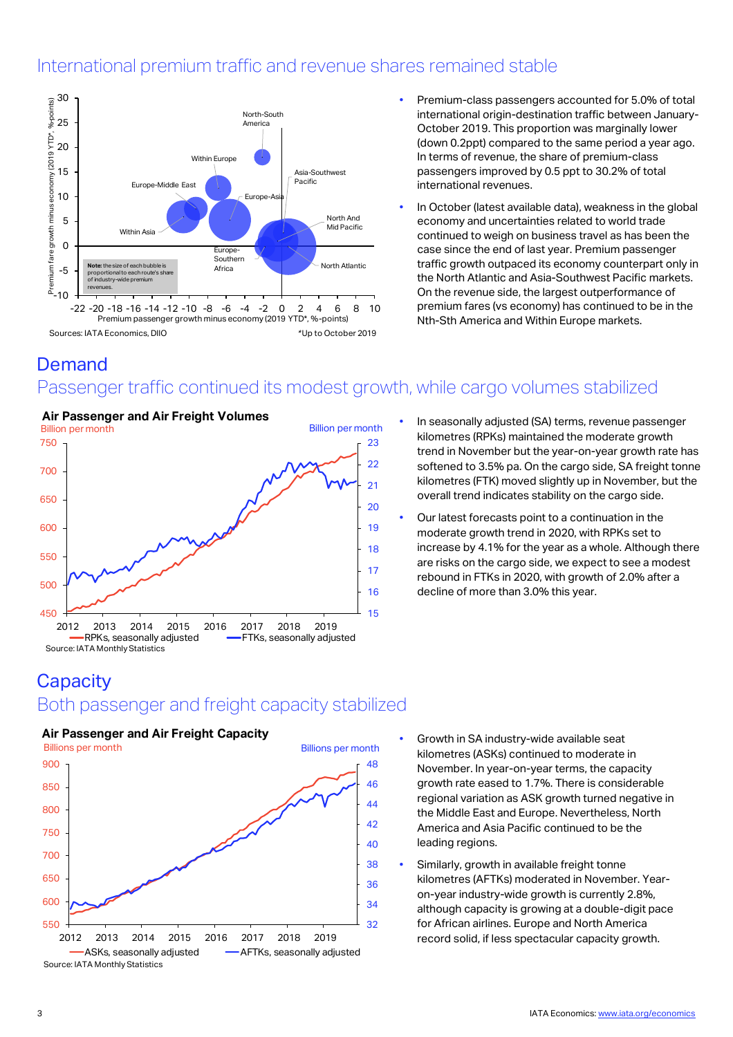## International premium traffic and revenue shares remained stable

- Premium-class passengers accounted for 5.0% of total international origin-destination traffic between January-October 2019. This proportion was marginally lower (down 0.2ppt) compared to the same period a year ago. In terms of revenue, the share of premium-class passengers improved by 0.5 ppt to 30.2% of total international revenues.
- In October (latest available data), weakness in the global economy and uncertainties related to world trade continued to weigh on business travel as has been the case since the end of last year. Premium passenger traffic growth outpaced its economy counterpart only in the North Atlantic and Asia-Southwest Pacific markets. On the revenue side, the largest outperformance of premium fares (vs economy) has continued to be in the Nth-Sth America and Within Europe markets.

Sources: IATA Economics, DIIO

*Up to October 2019

## Demand

### Passenger traffic continued its modest growth, while cargo volumes stabilized

**Air Passenger and Air Freight Volumes**

Source: IATA Monthly Statistics

- In seasonally adjusted (SA) terms, revenue passenger kilometres (RPKs) maintained the moderate growth trend in November but the year-on-year growth rate has softened to 3.5% pa. On the cargo side, SA freight tonne kilometres (FTK) moved slightly up in November, but the overall trend indicates stability on the cargo side.
- Our latest forecasts point to a continuation in the moderate growth trend in 2020, with RPKs set to increase by 4.1% for the year as a whole. Although there are risks on the cargo side, we expect to see a modest rebound in FTKs in 2020, with growth of 2.0% after a decline of more than 3.0% this year.

## Capacity

### Both passenger and freight capacity stabilized

**Air Passenger and Air Freight Capacity**

Source: IATA Monthly Statistics

- Growth in SA industry-wide available seat kilometres (ASKs) continued to moderate in November. In year-on-year terms, the capacity growth rate eased to 1.7%. There is considerable regional variation as ASK growth turned negative in the Middle East and Europe. Nevertheless, North America and Asia Pacific continued to be the leading regions.
- Similarly, growth in available freight tonne kilometres (AFTKs) moderated in November. Year-on-year industry-wide growth is currently 2.8%, although capacity is growing at a double-digit pace for African airlines. Europe and North America record solid, if less spectacular capacity growth.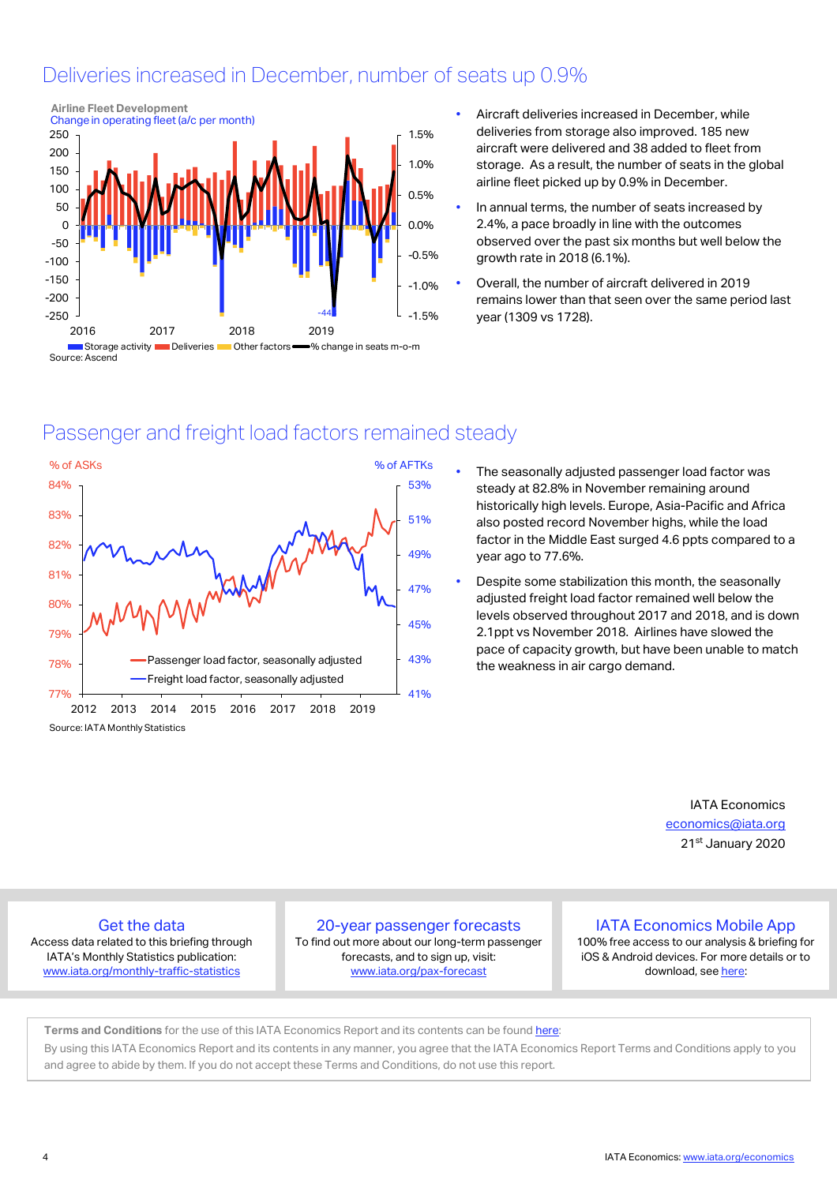## Deliveries increased in December, number of seats up 0.9%

Airline Fleet Development
Change in operating fleet (a/c per month)

250, 200, 150, 100, 50, 0, -50, -100, -150, -200, -250
1.5%, 1.0%, 0.5%, 0.0%, -0.5%, -1.0%, -1.5%
-44
2016 2017 2018 2019
Storage activity, Deliveries, Other factors, % change in seats m-o-m
Source: Ascend

- Aircraft deliveries increased in December, while deliveries from storage also improved. 185 new aircraft were delivered and 38 added to fleet from storage. As a result, the number of seats in the global airline fleet picked up by 0.9% in December.
- In annual terms, the number of seats increased by 2.4%, a pace broadly in line with the outcomes observed over the past six months but well below the growth rate in 2018 (6.1%).
- Overall, the number of aircraft delivered in 2019 remains lower than that seen over the same period last year (1309 vs 1728).

## Passenger and freight load factors remained steady

% of ASKs
84%, 83%, 82%, 81%, 80%, 79%, 78%, 77%
% of AFTKs
53%, 51%, 49%, 47%, 45%, 43%, 41%
2012 2013 2014 2015 2016 2017 2018 2019
Passenger load factor, seasonally adjusted
Freight load factor, seasonally adjusted
Source: IATA Monthly Statistics

- The seasonally adjusted passenger load factor was steady at 82.8% in November remaining around historically high levels. Europe, Asia-Pacific and Africa also posted record November highs, while the load factor in the Middle East surged 4.6 ppts compared to a year ago to 77.6%.
- Despite some stabilization this month, the seasonally adjusted freight load factor remained well below the levels observed throughout 2017 and 2018, and is down 2.1ppt vs November 2018. Airlines have slowed the pace of capacity growth, but have been unable to match the weakness in air cargo demand.

IATA Economics
economics@iata.org
21st January 2020

**Get the data**
Access data related to this briefing through IATA's Monthly Statistics publication:
www.iata.org/monthly-traffic-statistics

**20-year passenger forecasts**
To find out more about our long-term passenger forecasts, and to sign up, visit:
www.iata.org/pax-forecast

**IATA Economics Mobile App**
100% free access to our analysis & briefing for iOS & Android devices. For more details or to download, see here:

**Terms and Conditions** for the use of this IATA Economics Report and its contents can be found here:
By using this IATA Economics Report and its contents in any manner, you agree that the IATA Economics Report Terms and Conditions apply to you and agree to abide by them. If you do not accept these Terms and Conditions, do not use this report.